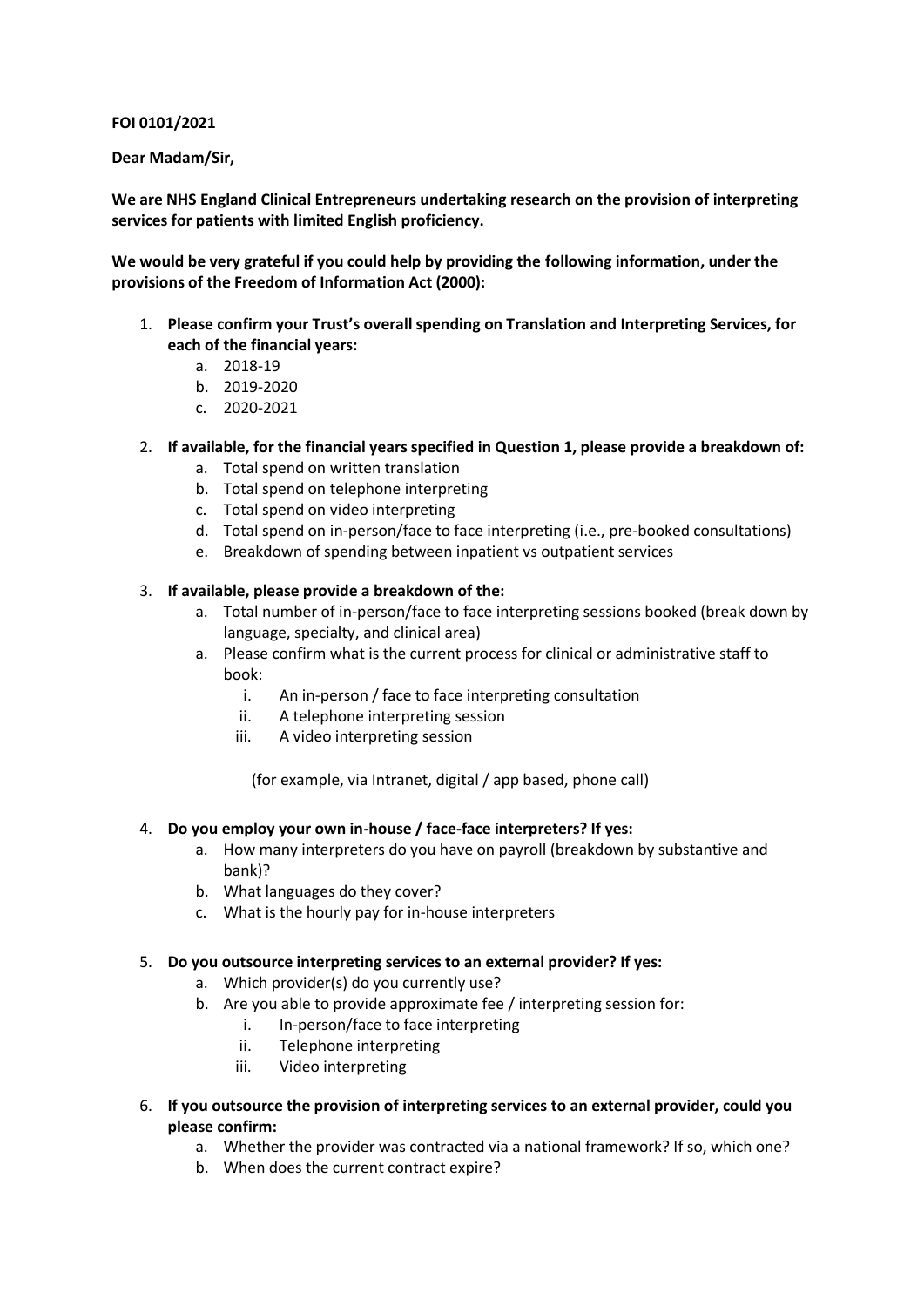**FOI 0101/2021**

**Dear Madam/Sir,**

**We are NHS England Clinical Entrepreneurs undertaking research on the provision of interpreting services for patients with limited English proficiency.**

**We would be very grateful if you could help by providing the following information, under the provisions of the Freedom of Information Act (2000):**

1. **Please confirm your Trust's overall spending on Translation and Interpreting Services, for each of the financial years:**
    a. 2018-19
    b. 2019-2020
    c. 2020-2021

2. **If available, for the financial years specified in Question 1, please provide a breakdown of:**
    a. Total spend on written translation
    b. Total spend on telephone interpreting
    c. Total spend on video interpreting
    d. Total spend on in-person/face to face interpreting (i.e., pre-booked consultations)
    e. Breakdown of spending between inpatient vs outpatient services

3. **If available, please provide a breakdown of the:**
    a. Total number of in-person/face to face interpreting sessions booked (break down by language, specialty, and clinical area)
    a. Please confirm what is the current process for clinical or administrative staff to book:
        i. An in-person / face to face interpreting consultation
        ii. A telephone interpreting session
        iii. A video interpreting session

        (for example, via Intranet, digital / app based, phone call)

4. **Do you employ your own in-house / face-face interpreters? If yes:**
    a. How many interpreters do you have on payroll (breakdown by substantive and bank)?
    b. What languages do they cover?
    c. What is the hourly pay for in-house interpreters

5. **Do you outsource interpreting services to an external provider? If yes:**
    a. Which provider(s) do you currently use?
    b. Are you able to provide approximate fee / interpreting session for:
        i. In-person/face to face interpreting
        ii. Telephone interpreting
        iii. Video interpreting

6. **If you outsource the provision of interpreting services to an external provider, could you please confirm:**
    a. Whether the provider was contracted via a national framework? If so, which one?
    b. When does the current contract expire?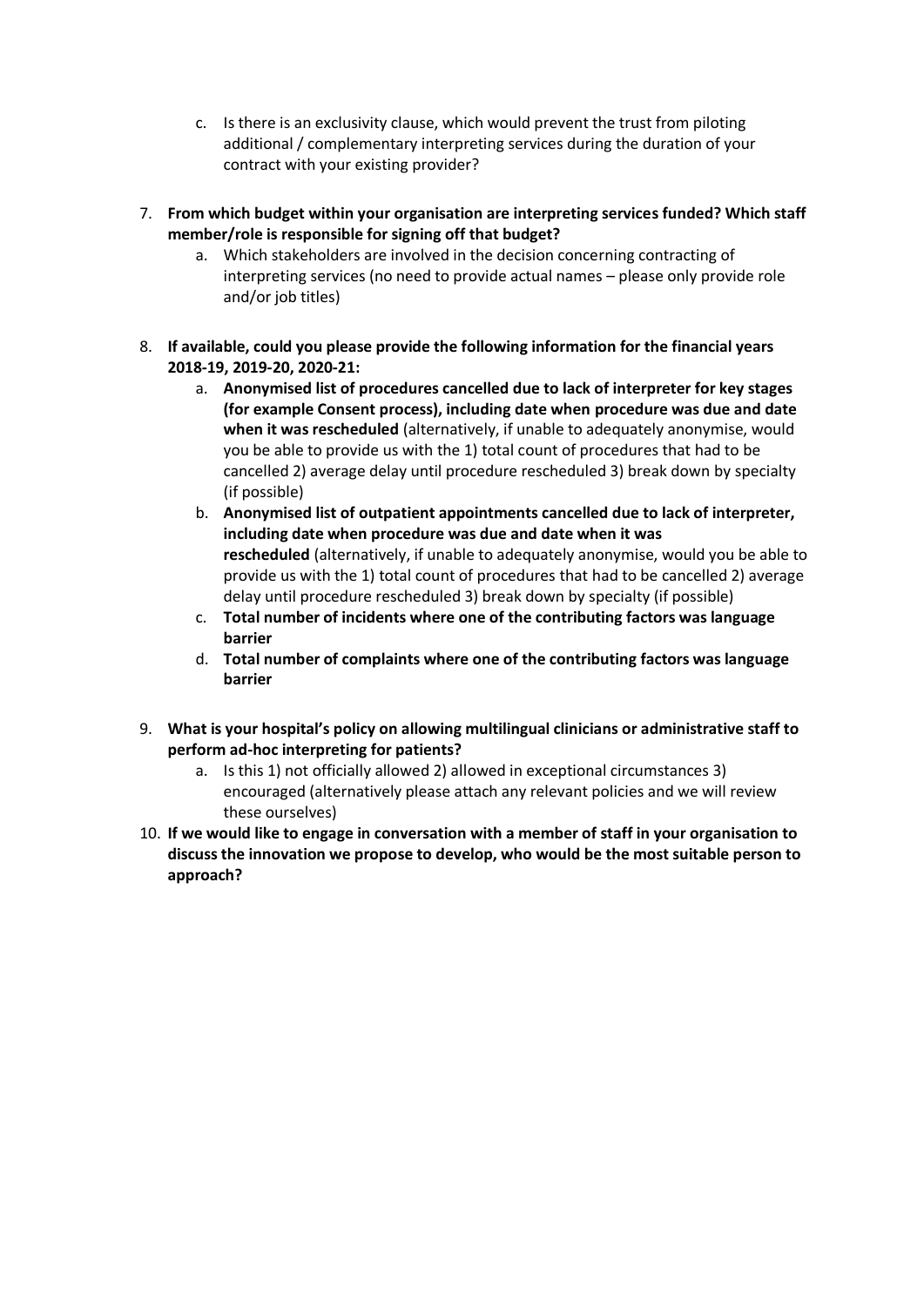c. Is there is an exclusivity clause, which would prevent the trust from piloting additional / complementary interpreting services during the duration of your contract with your existing provider?

7. **From which budget within your organisation are interpreting services funded? Which staff member/role is responsible for signing off that budget?**
   a. Which stakeholders are involved in the decision concerning contracting of interpreting services (no need to provide actual names – please only provide role and/or job titles)

8. **If available, could you please provide the following information for the financial years 2018-19, 2019-20, 2020-21:**
   a. **Anonymised list of procedures cancelled due to lack of interpreter for key stages (for example Consent process), including date when procedure was due and date when it was rescheduled** (alternatively, if unable to adequately anonymise, would you be able to provide us with the 1) total count of procedures that had to be cancelled 2) average delay until procedure rescheduled 3) break down by specialty (if possible)
   b. **Anonymised list of outpatient appointments cancelled due to lack of interpreter, including date when procedure was due and date when it was rescheduled** (alternatively, if unable to adequately anonymise, would you be able to provide us with the 1) total count of procedures that had to be cancelled 2) average delay until procedure rescheduled 3) break down by specialty (if possible)
   c. **Total number of incidents where one of the contributing factors was language barrier**
   d. **Total number of complaints where one of the contributing factors was language barrier**

9. **What is your hospital's policy on allowing multilingual clinicians or administrative staff to perform ad-hoc interpreting for patients?**
   a. Is this 1) not officially allowed 2) allowed in exceptional circumstances 3) encouraged (alternatively please attach any relevant policies and we will review these ourselves)

10. **If we would like to engage in conversation with a member of staff in your organisation to discuss the innovation we propose to develop, who would be the most suitable person to approach?**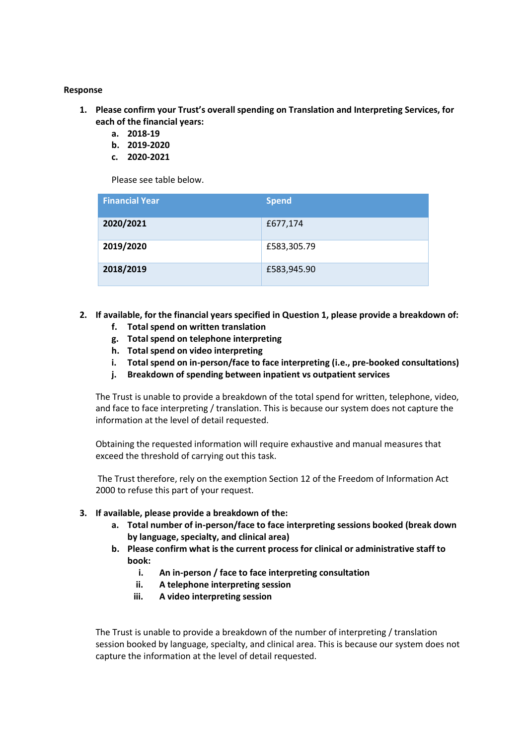**Response**

1. **Please confirm your Trust's overall spending on Translation and Interpreting Services, for each of the financial years:**
    a. **2018-19**
    b. **2019-2020**
    c. **2020-2021**

    Please see table below.

| Financial Year | Spend |
|---|---|
| **2020/2021** | £677,174 |
| **2019/2020** | £583,305.79 |
| **2018/2019** | £583,945.90 |

2. **If available, for the financial years specified in Question 1, please provide a breakdown of:**
    f. **Total spend on written translation**
    g. **Total spend on telephone interpreting**
    h. **Total spend on video interpreting**
    i. **Total spend on in-person/face to face interpreting (i.e., pre-booked consultations)**
    j. **Breakdown of spending between inpatient vs outpatient services**

    The Trust is unable to provide a breakdown of the total spend for written, telephone, video, and face to face interpreting / translation. This is because our system does not capture the information at the level of detail requested.

    Obtaining the requested information will require exhaustive and manual measures that exceed the threshold of carrying out this task.

    The Trust therefore, rely on the exemption Section 12 of the Freedom of Information Act 2000 to refuse this part of your request.

3. **If available, please provide a breakdown of the:**
    a. **Total number of in-person/face to face interpreting sessions booked (break down by language, specialty, and clinical area)**
    b. **Please confirm what is the current process for clinical or administrative staff to book:**
        i. **An in-person / face to face interpreting consultation**
        ii. **A telephone interpreting session**
        iii. **A video interpreting session**

    The Trust is unable to provide a breakdown of the number of interpreting / translation session booked by language, specialty, and clinical area. This is because our system does not capture the information at the level of detail requested.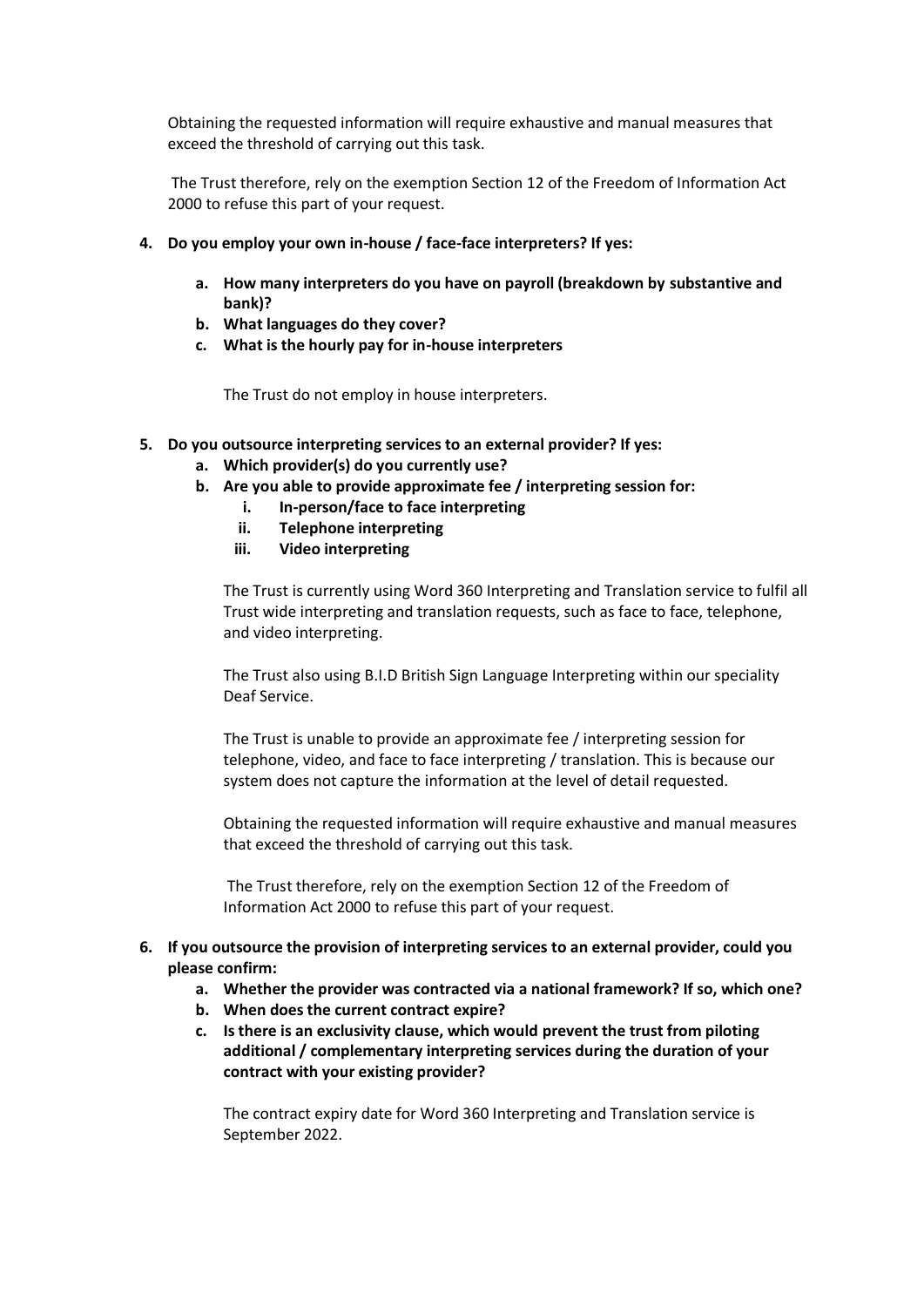Obtaining the requested information will require exhaustive and manual measures that exceed the threshold of carrying out this task.

The Trust therefore, rely on the exemption Section 12 of the Freedom of Information Act 2000 to refuse this part of your request.

4. **Do you employ your own in-house / face-face interpreters? If yes:**
    a. **How many interpreters do you have on payroll (breakdown by substantive and bank)?**
    b. **What languages do they cover?**
    c. **What is the hourly pay for in-house interpreters**

    The Trust do not employ in house interpreters.

5. **Do you outsource interpreting services to an external provider? If yes:**
    a. **Which provider(s) do you currently use?**
    b. **Are you able to provide approximate fee / interpreting session for:**
        i. **In-person/face to face interpreting**
        ii. **Telephone interpreting**
        iii. **Video interpreting**

    The Trust is currently using Word 360 Interpreting and Translation service to fulfil all Trust wide interpreting and translation requests, such as face to face, telephone, and video interpreting.

    The Trust also using B.I.D British Sign Language Interpreting within our speciality Deaf Service.

    The Trust is unable to provide an approximate fee / interpreting session for telephone, video, and face to face interpreting / translation. This is because our system does not capture the information at the level of detail requested.

    Obtaining the requested information will require exhaustive and manual measures that exceed the threshold of carrying out this task.

    The Trust therefore, rely on the exemption Section 12 of the Freedom of Information Act 2000 to refuse this part of your request.

6. **If you outsource the provision of interpreting services to an external provider, could you please confirm:**
    a. **Whether the provider was contracted via a national framework? If so, which one?**
    b. **When does the current contract expire?**
    c. **Is there is an exclusivity clause, which would prevent the trust from piloting additional / complementary interpreting services during the duration of your contract with your existing provider?**

    The contract expiry date for Word 360 Interpreting and Translation service is September 2022.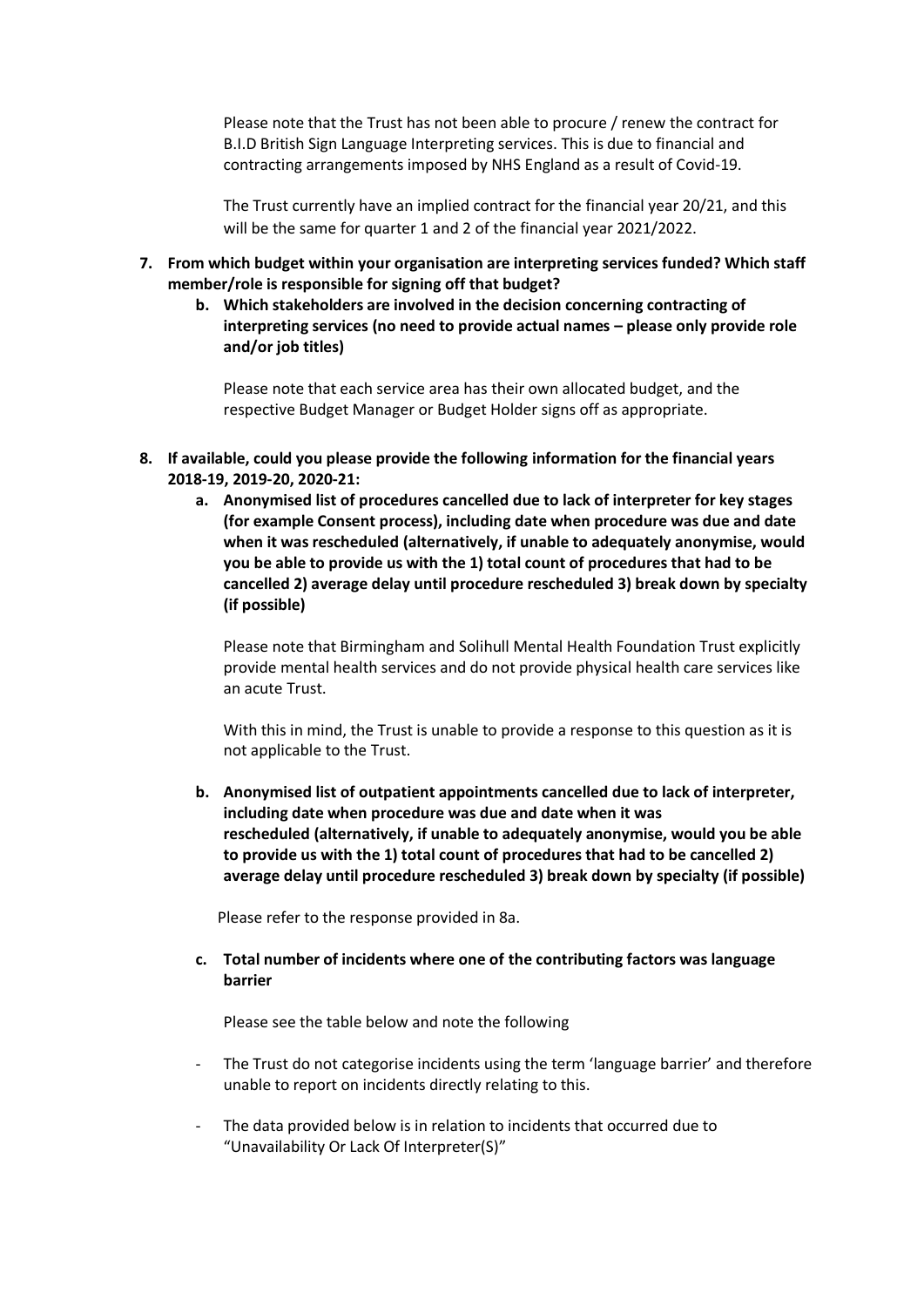Please note that the Trust has not been able to procure / renew the contract for B.I.D British Sign Language Interpreting services. This is due to financial and contracting arrangements imposed by NHS England as a result of Covid-19.

The Trust currently have an implied contract for the financial year 20/21, and this will be the same for quarter 1 and 2 of the financial year 2021/2022.

7. **From which budget within your organisation are interpreting services funded? Which staff member/role is responsible for signing off that budget?**
   
   b. **Which stakeholders are involved in the decision concerning contracting of interpreting services (no need to provide actual names – please only provide role and/or job titles)**

   Please note that each service area has their own allocated budget, and the respective Budget Manager or Budget Holder signs off as appropriate.

8. **If available, could you please provide the following information for the financial years 2018-19, 2019-20, 2020-21:**
   
   a. **Anonymised list of procedures cancelled due to lack of interpreter for key stages (for example Consent process), including date when procedure was due and date when it was rescheduled (alternatively, if unable to adequately anonymise, would you be able to provide us with the 1) total count of procedures that had to be cancelled 2) average delay until procedure rescheduled 3) break down by specialty (if possible)**

   Please note that Birmingham and Solihull Mental Health Foundation Trust explicitly provide mental health services and do not provide physical health care services like an acute Trust.

   With this in mind, the Trust is unable to provide a response to this question as it is not applicable to the Trust.

   b. **Anonymised list of outpatient appointments cancelled due to lack of interpreter, including date when procedure was due and date when it was rescheduled (alternatively, if unable to adequately anonymise, would you be able to provide us with the 1) total count of procedures that had to be cancelled 2) average delay until procedure rescheduled 3) break down by specialty (if possible)**

   Please refer to the response provided in 8a.

   c. **Total number of incidents where one of the contributing factors was language barrier**

   Please see the table below and note the following

   - The Trust do not categorise incidents using the term 'language barrier' and therefore unable to report on incidents directly relating to this.
   - The data provided below is in relation to incidents that occurred due to "Unavailability Or Lack Of Interpreter(S)"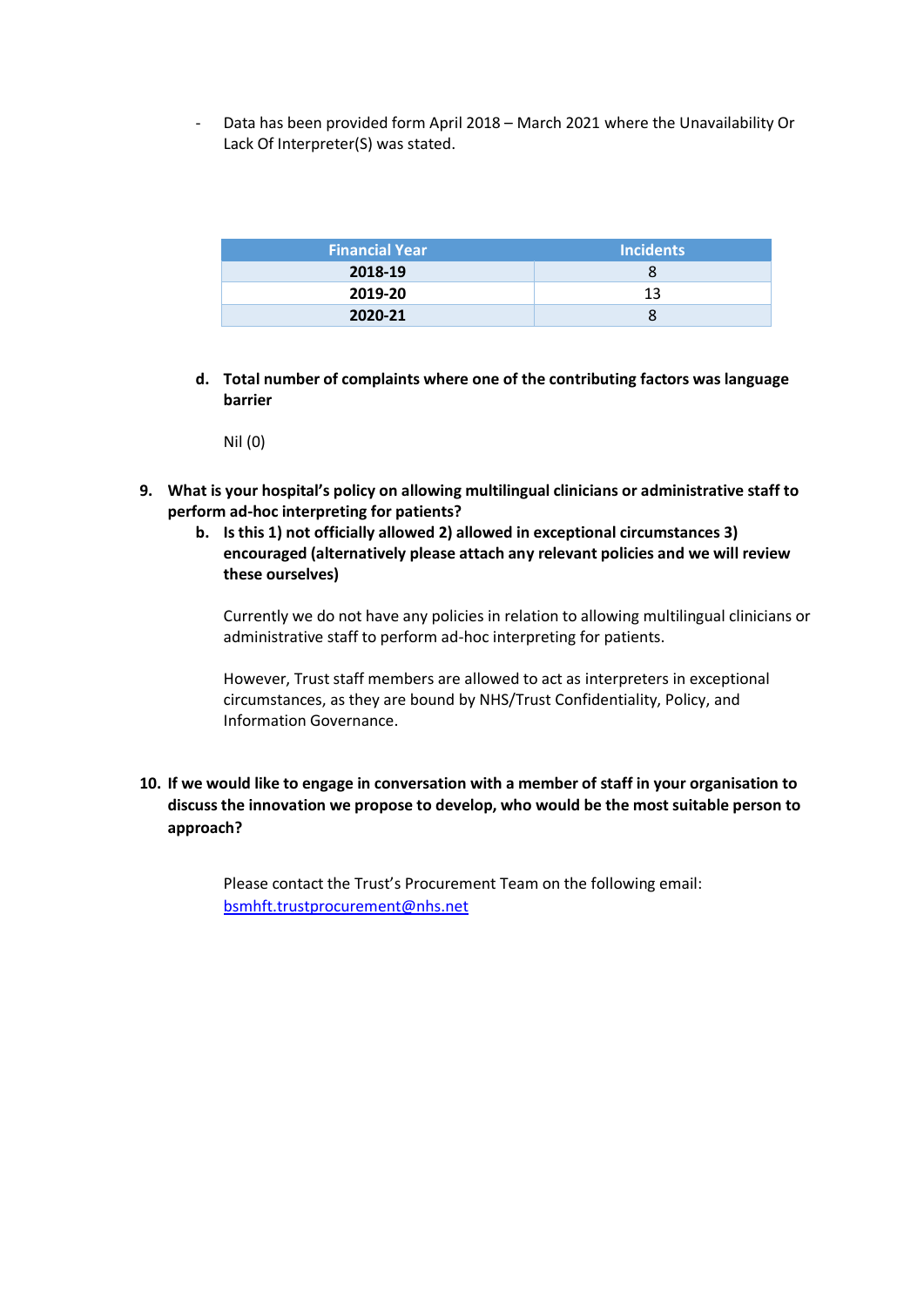- Data has been provided form April 2018 – March 2021 where the Unavailability Or Lack Of Interpreter(S) was stated.

| Financial Year | Incidents |
|---|---|
| **2018-19** | 8 |
| **2019-20** | 13 |
| **2020-21** | 8 |

**d. Total number of complaints where one of the contributing factors was language barrier**

Nil (0)

**9. What is your hospital's policy on allowing multilingual clinicians or administrative staff to perform ad-hoc interpreting for patients?**

**b. Is this 1) not officially allowed 2) allowed in exceptional circumstances 3) encouraged (alternatively please attach any relevant policies and we will review these ourselves)**

Currently we do not have any policies in relation to allowing multilingual clinicians or administrative staff to perform ad-hoc interpreting for patients.

However, Trust staff members are allowed to act as interpreters in exceptional circumstances, as they are bound by NHS/Trust Confidentiality, Policy, and Information Governance.

**10. If we would like to engage in conversation with a member of staff in your organisation to discuss the innovation we propose to develop, who would be the most suitable person to approach?**

Please contact the Trust's Procurement Team on the following email: bsmhft.trustprocurement@nhs.net